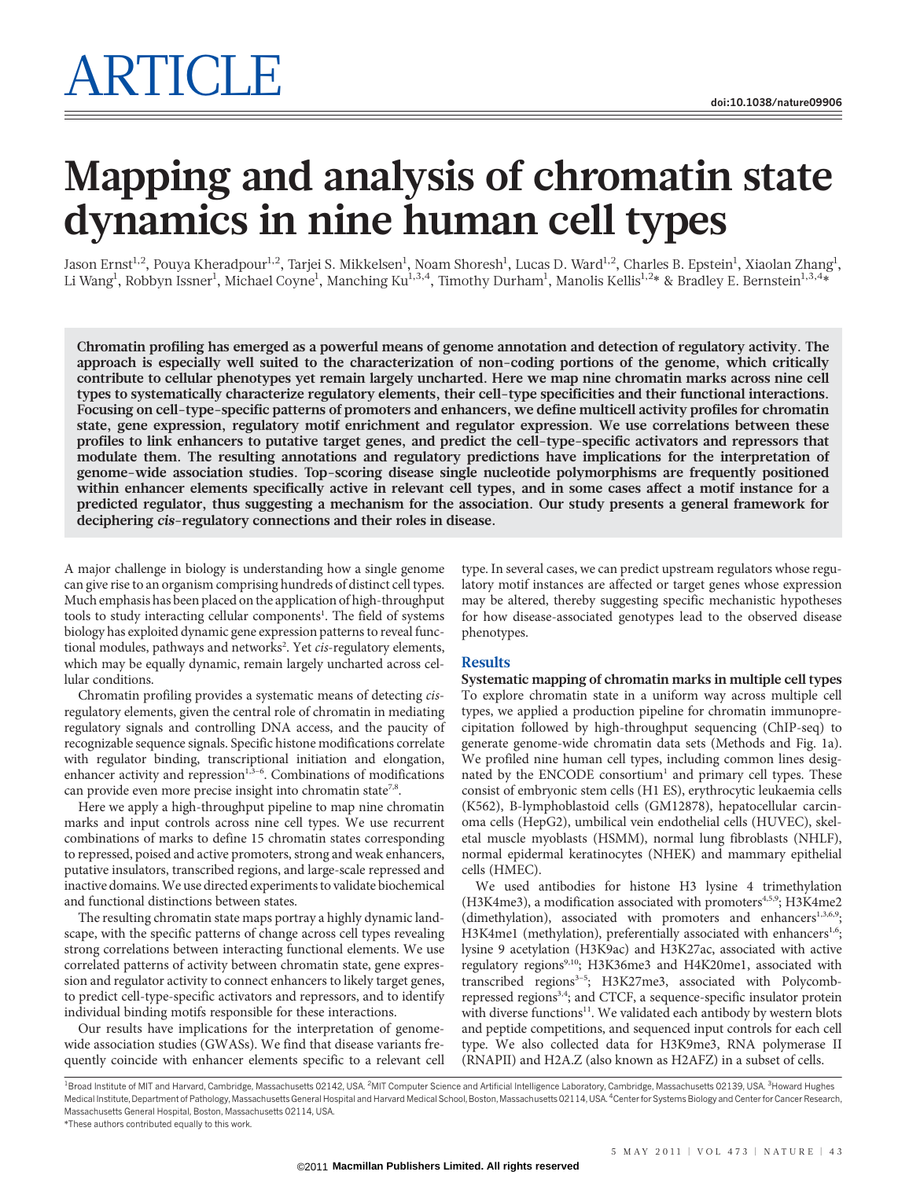# ARTICLE

doi:10.1038/nature09906

# Mapping and analysis of chromatin state dynamics in nine human cell types

Jason Ernst[1,2], Pouya Kheradpour[1,2], Tarjei S. Mikkelsen[1], Noam Shoresh[1], Lucas D. Ward[1,2], Charles B. Epstein[1], Xiaolan Zhang[1], Li Wang[1], Robbyn Issner[1], Michael Coyne[1], Manching Ku[1,3,4], Timothy Durham[1], Manolis Kellis[1,2]* & Bradley E. Bernstein[1,3,4]*

**Chromatin profiling has emerged as a powerful means of genome annotation and detection of regulatory activity. The approach is especially well suited to the characterization of non-coding portions of the genome, which critically contribute to cellular phenotypes yet remain largely uncharted. Here we map nine chromatin marks across nine cell types to systematically characterize regulatory elements, their cell-type specificities and their functional interactions. Focusing on cell-type-specific patterns of promoters and enhancers, we define multicell activity profiles for chromatin state, gene expression, regulatory motif enrichment and regulator expression. We use correlations between these profiles to link enhancers to putative target genes, and predict the cell-type-specific activators and repressors that modulate them. The resulting annotations and regulatory predictions have implications for the interpretation of genome-wide association studies. Top-scoring disease single nucleotide polymorphisms are frequently positioned within enhancer elements specifically active in relevant cell types, and in some cases affect a motif instance for a predicted regulator, thus suggesting a mechanism for the association. Our study presents a general framework for deciphering *cis*-regulatory connections and their roles in disease.**

A major challenge in biology is understanding how a single genome can give rise to an organism comprising hundreds of distinct cell types. Much emphasis has been placed on the application of high-throughput tools to study interacting cellular components[1]. The field of systems biology has exploited dynamic gene expression patterns to reveal functional modules, pathways and networks[2]. Yet *cis*-regulatory elements, which may be equally dynamic, remain largely uncharted across cellular conditions.

Chromatin profiling provides a systematic means of detecting *cis*-regulatory elements, given the central role of chromatin in mediating regulatory signals and controlling DNA access, and the paucity of recognizable sequence signals. Specific histone modifications correlate with regulator binding, transcriptional initiation and elongation, enhancer activity and repression[1,3–6]. Combinations of modifications can provide even more precise insight into chromatin state[7,8].

Here we apply a high-throughput pipeline to map nine chromatin marks and input controls across nine cell types. We use recurrent combinations of marks to define 15 chromatin states corresponding to repressed, poised and active promoters, strong and weak enhancers, putative insulators, transcribed regions, and large-scale repressed and inactive domains. We use directed experiments to validate biochemical and functional distinctions between states.

The resulting chromatin state maps portray a highly dynamic landscape, with the specific patterns of change across cell types revealing strong correlations between interacting functional elements. We use correlated patterns of activity between chromatin state, gene expression and regulator activity to connect enhancers to likely target genes, to predict cell-type-specific activators and repressors, and to identify individual binding motifs responsible for these interactions.

Our results have implications for the interpretation of genome-wide association studies (GWASs). We find that disease variants frequently coincide with enhancer elements specific to a relevant cell type. In several cases, we can predict upstream regulators whose regulatory motif instances are affected or target genes whose expression may be altered, thereby suggesting specific mechanistic hypotheses for how disease-associated genotypes lead to the observed disease phenotypes.

## Results

### Systematic mapping of chromatin marks in multiple cell types

To explore chromatin state in a uniform way across multiple cell types, we applied a production pipeline for chromatin immunoprecipitation followed by high-throughput sequencing (ChIP-seq) to generate genome-wide chromatin data sets (Methods and Fig. 1a). We profiled nine human cell types, including common lines designated by the ENCODE consortium[1] and primary cell types. These consist of embryonic stem cells (H1 ES), erythrocytic leukaemia cells (K562), B-lymphoblastoid cells (GM12878), hepatocellular carcinoma cells (HepG2), umbilical vein endothelial cells (HUVEC), skeletal muscle myoblasts (HSMM), normal lung fibroblasts (NHLF), normal epidermal keratinocytes (NHEK) and mammary epithelial cells (HMEC).

We used antibodies for histone H3 lysine 4 trimethylation (H3K4me3), a modification associated with promoters[4,5,9]; H3K4me2 (dimethylation), associated with promoters and enhancers[1,3,6,9]; H3K4me1 (methylation), preferentially associated with enhancers[1,6]; lysine 9 acetylation (H3K9ac) and H3K27ac, associated with active regulatory regions[9,10]; H3K36me3 and H4K20me1, associated with transcribed regions[3–5]; H3K27me3, associated with Polycomb-repressed regions[3,4]; and CTCF, a sequence-specific insulator protein with diverse functions[11]. We validated each antibody by western blots and peptide competitions, and sequenced input controls for each cell type. We also collected data for H3K9me3, RNA polymerase II (RNAPII) and H2A.Z (also known as H2AFZ) in a subset of cells.

[1]Broad Institute of MIT and Harvard, Cambridge, Massachusetts 02142, USA. [2]MIT Computer Science and Artificial Intelligence Laboratory, Cambridge, Massachusetts 02139, USA. [3]Howard Hughes Medical Institute, Department of Pathology, Massachusetts General Hospital and Harvard Medical School, Boston, Massachusetts 02114, USA. [4]Center for Systems Biology and Center for Cancer Research, Massachusetts General Hospital, Boston, Massachusetts 02114, USA.

*These authors contributed equally to this work.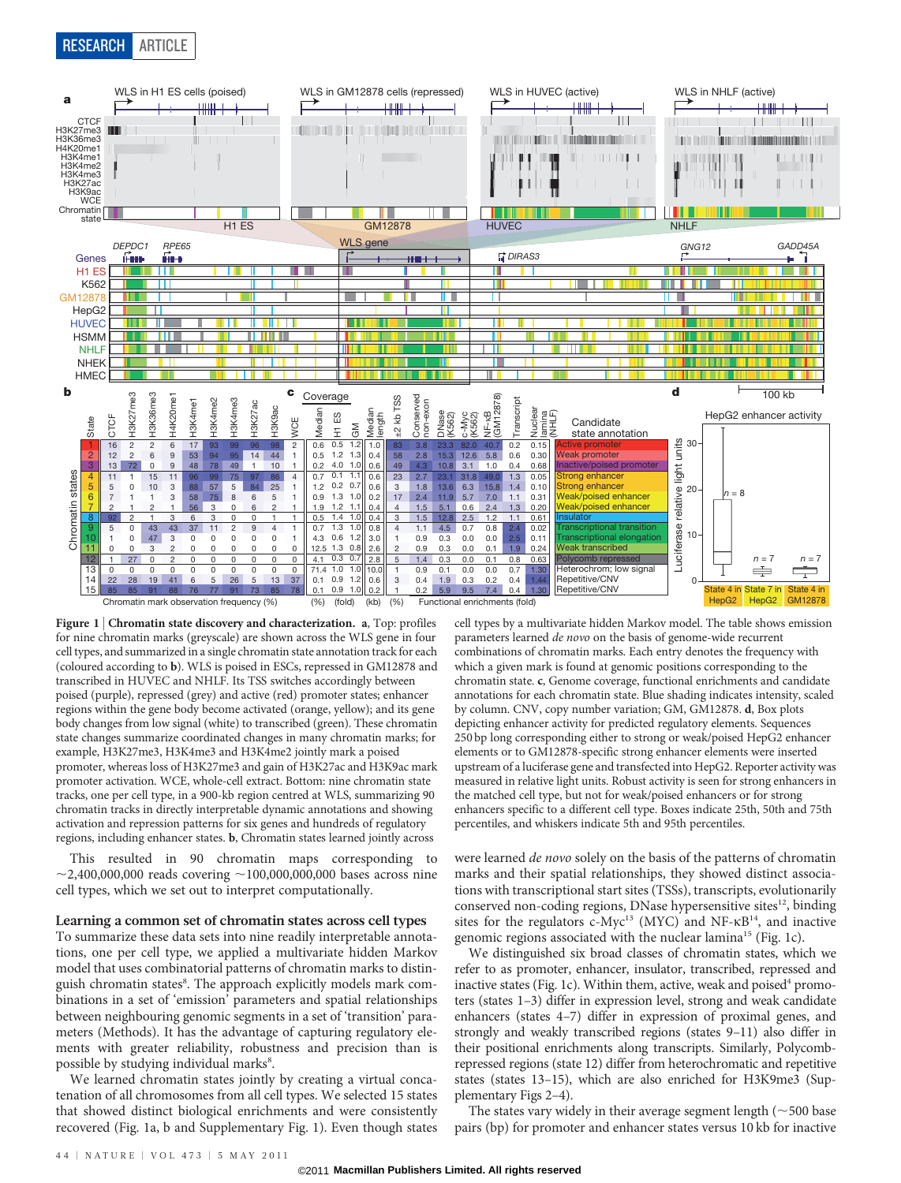**Figure 1 | Chromatin state discovery and characterization. a**, Top: profiles for nine chromatin marks (greyscale) are shown across the WLS gene in four cell types, and summarized in a single chromatin state annotation track for each (coloured according to **b**). WLS is poised in ESCs, repressed in GM12878 and transcribed in HUVEC and NHLF. Its TSS switches accordingly between poised (purple), repressed (grey) and active (red) promoter states; enhancer regions within the gene body become activated (orange, yellow); and its gene body changes from low signal (white) to transcribed (green). These chromatin state changes summarize coordinated changes in many chromatin marks; for example, H3K27me3, H3K4me3 and H3K4me2 jointly mark a poised promoter, whereas loss of H3K27me3 and gain of H3K27ac and H3K9ac mark promoter activation. WCE, whole-cell extract. Bottom: nine chromatin state tracks, one per cell type, in a 900-kb region centred at WLS, summarizing 90 chromatin tracks in directly interpretable dynamic annotations and showing activation and repression patterns for six genes and hundreds of regulatory regions, including enhancer states. **b**, Chromatin states learned jointly across cell types by a multivariate hidden Markov model. The table shows emission parameters learned *de novo* on the basis of genome-wide recurrent combinations of chromatin marks. Each entry denotes the frequency with which a given mark is found at genomic positions corresponding to the chromatin state. **c**, Genome coverage, functional enrichments and candidate annotations for each chromatin state. Blue shading indicates intensity, scaled by column. CNV, copy number variation; GM, GM12878. **d**, Box plots depicting enhancer activity for predicted regulatory elements. Sequences 250 bp long corresponding either to strong or weak/poised HepG2 enhancer elements or to GM12878-specific strong enhancer elements were inserted upstream of a luciferase gene and transfected into HepG2. Reporter activity was measured in relative light units. Robust activity is seen for strong enhancers in the matched cell type, but not for weak/poised enhancers or for strong enhancers specific to a different cell type. Boxes indicate 25th, 50th and 75th percentiles, and whiskers indicate 5th and 95th percentiles.

This resulted in 90 chromatin maps corresponding to ~2,400,000,000 reads covering ~100,000,000,000 bases across nine cell types, which we set out to interpret computationally.

## Learning a common set of chromatin states across cell types

To summarize these data sets into nine readily interpretable annotations, one per cell type, we applied a multivariate hidden Markov model that uses combinatorial patterns of chromatin marks to distinguish chromatin states[8]. The approach explicitly models mark combinations in a set of 'emission' parameters and spatial relationships between neighbouring genomic segments in a set of 'transition' parameters (Methods). It has the advantage of capturing regulatory elements with greater reliability, robustness and precision than is possible by studying individual marks[8].

We learned chromatin states jointly by creating a virtual concatenation of all chromosomes from all cell types. We selected 15 states that showed distinct biological enrichments and were consistently recovered (Fig. 1a, b and Supplementary Fig. 1). Even though states were learned *de novo* solely on the basis of the patterns of chromatin marks and their spatial relationships, they showed distinct associations with transcriptional start sites (TSSs), transcripts, evolutionarily conserved non-coding regions, DNase hypersensitive sites[12], binding sites for the regulators c-Myc[13] (MYC) and NF-κB[14], and inactive genomic regions associated with the nuclear lamina[15] (Fig. 1c).

We distinguished six broad classes of chromatin states, which we refer to as promoter, enhancer, insulator, transcribed, repressed and inactive states (Fig. 1c). Within them, active, weak and poised[4] promoters (states 1–3) differ in expression level, strong and weak candidate enhancers (states 4–7) differ in expression of proximal genes, and strongly and weakly transcribed regions (states 9–11) also differ in their positional enrichments along transcripts. Similarly, Polycomb-repressed regions (state 12) differ from heterochromatic and repetitive states (states 13–15), which are also enriched for H3K9me3 (Supplementary Figs 2–4).

The states vary widely in their average segment length (~500 base pairs (bp) for promoter and enhancer states versus 10 kb for inactive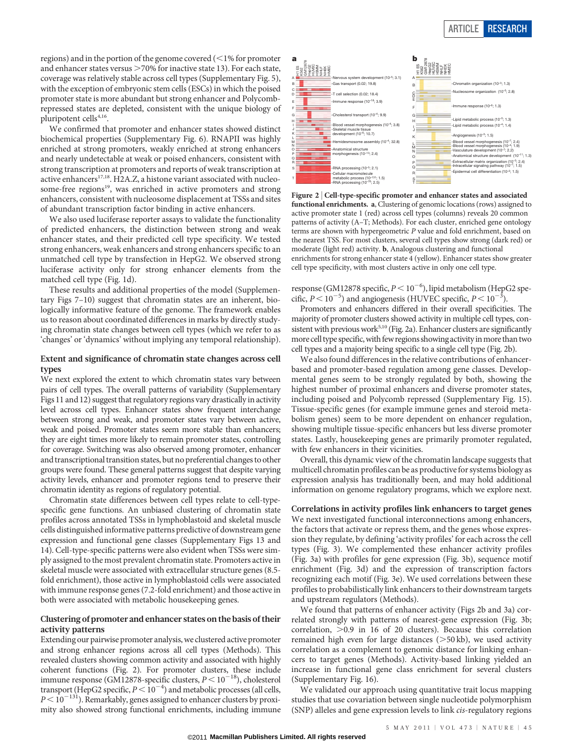regions) and in the portion of the genome covered (<1% for promoter and enhancer states versus >70% for inactive state 13). For each state, coverage was relatively stable across cell types (Supplementary Fig. 5), with the exception of embryonic stem cells (ESCs) in which the poised promoter state is more abundant but strong enhancer and Polycomb-repressed states are depleted, consistent with the unique biology of pluripotent cells[4,16].

We confirmed that promoter and enhancer states showed distinct biochemical properties (Supplementary Fig. 6). RNAPII was highly enriched at strong promoters, weakly enriched at strong enhancers and nearly undetectable at weak or poised enhancers, consistent with strong transcription at promoters and reports of weak transcription at active enhancers[17,18]. H2A.Z, a histone variant associated with nucleosome-free regions[19], was enriched in active promoters and strong enhancers, consistent with nucleosome displacement at TSSs and sites of abundant transcription factor binding in active enhancers.

We also used luciferase reporter assays to validate the functionality of predicted enhancers, the distinction between strong and weak enhancer states, and their predicted cell type specificity. We tested strong enhancers, weak enhancers and strong enhancers specific to an unmatched cell type by transfection in HepG2. We observed strong luciferase activity only for strong enhancer elements from the matched cell type (Fig. 1d).

These results and additional properties of the model (Supplementary Figs 7–10) suggest that chromatin states are an inherent, biologically informative feature of the genome. The framework enables us to reason about coordinated differences in marks by directly studying chromatin state changes between cell types (which we refer to as 'changes' or 'dynamics' without implying any temporal relationship).

## Extent and significance of chromatin state changes across cell types

We next explored the extent to which chromatin states vary between pairs of cell types. The overall patterns of variability (Supplementary Figs 11 and 12) suggest that regulatory regions vary drastically in activity level across cell types. Enhancer states show frequent interchange between strong and weak, and promoter states vary between active, weak and poised. Promoter states seem more stable than enhancers; they are eight times more likely to remain promoter states, controlling for coverage. Switching was also observed among promoter, enhancer and transcriptional transition states, but no preferential changes to other groups were found. These general patterns suggest that despite varying activity levels, enhancer and promoter regions tend to preserve their chromatin identity as regions of regulatory potential.

Chromatin state differences between cell types relate to cell-type-specific gene functions. An unbiased clustering of chromatin state profiles across annotated TSSs in lymphoblastoid and skeletal muscle cells distinguished informative patterns predictive of downstream gene expression and functional gene classes (Supplementary Figs 13 and 14). Cell-type-specific patterns were also evident when TSSs were simply assigned to the most prevalent chromatin state. Promoters active in skeletal muscle were associated with extracellular structure genes (8.5-fold enrichment), those active in lymphoblastoid cells were associated with immune response genes (7.2-fold enrichment) and those active in both were associated with metabolic housekeeping genes.

## Clustering of promoter and enhancer states on the basis of their activity patterns

Extending our pairwise promoter analysis, we clustered active promoter and strong enhancer regions across all cell types (Methods). This revealed clusters showing common activity and associated with highly coherent functions (Fig. 2). For promoter clusters, these include immune response (GM12878-specific clusters, $P < 10^{-18}$), cholesterol transport (HepG2 specific, $P < 10^{-4}$) and metabolic processes (all cells, $P < 10^{-131}$). Remarkably, genes assigned to enhancer clusters by proximity also showed strong functional enrichments, including immune response (GM12878 specific, $P < 10^{-6}$), lipid metabolism (HepG2 specific, $P < 10^{-5}$) and angiogenesis (HUVEC specific, $P < 10^{-3}$).

**Figure 2 | Cell-type-specific promoter and enhancer states and associated functional enrichments.** **a**, Clustering of genomic locations (rows) assigned to active promoter state 1 (red) across cell types (columns) reveals 20 common patterns of activity (A–T; Methods). For each cluster, enriched gene ontology terms are shown with hypergeometric *P* value and fold enrichment, based on the nearest TSS. For most clusters, several cell types show strong (dark red) or moderate (light red) activity. **b**, Analogous clustering and functional enrichments for strong enhancer state 4 (yellow). Enhancer states show greater cell type specificity, with most clusters active in only one cell type.

Promoters and enhancers differed in their overall specificities. The majority of promoter clusters showed activity in multiple cell types, consistent with previous work[5,10] (Fig. 2a). Enhancer clusters are significantly more cell type specific, with few regions showing activity in more than two cell types and a majority being specific to a single cell type (Fig. 2b).

We also found differences in the relative contributions of enhancer-based and promoter-based regulation among gene classes. Developmental genes seem to be strongly regulated by both, showing the highest number of proximal enhancers and diverse promoter states, including poised and Polycomb repressed (Supplementary Fig. 15). Tissue-specific genes (for example immune genes and steroid metabolism genes) seem to be more dependent on enhancer regulation, showing multiple tissue-specific enhancers but less diverse promoter states. Lastly, housekeeping genes are primarily promoter regulated, with few enhancers in their vicinities.

Overall, this dynamic view of the chromatin landscape suggests that multicell chromatin profiles can be as productive for systems biology as expression analysis has traditionally been, and may hold additional information on genome regulatory programs, which we explore next.

## Correlations in activity profiles link enhancers to target genes

We next investigated functional interconnections among enhancers, the factors that activate or repress them, and the genes whose expression they regulate, by defining 'activity profiles' for each across the cell types (Fig. 3). We complemented these enhancer activity profiles (Fig. 3a) with profiles for gene expression (Fig. 3b), sequence motif enrichment (Fig. 3d) and the expression of transcription factors recognizing each motif (Fig. 3e). We used correlations between these profiles to probabilistically link enhancers to their downstream targets and upstream regulators (Methods).

We found that patterns of enhancer activity (Figs 2b and 3a) correlated strongly with patterns of nearest-gene expression (Fig. 3b; correlation, >0.9 in 16 of 20 clusters). Because this correlation remained high even for large distances (>50 kb), we used activity correlation as a complement to genomic distance for linking enhancers to target genes (Methods). Activity-based linking yielded an increase in functional gene class enrichment for several clusters (Supplementary Fig. 16).

We validated our approach using quantitative trait locus mapping studies that use covariation between single nucleotide polymorphism (SNP) alleles and gene expression levels to link *cis*-regulatory regions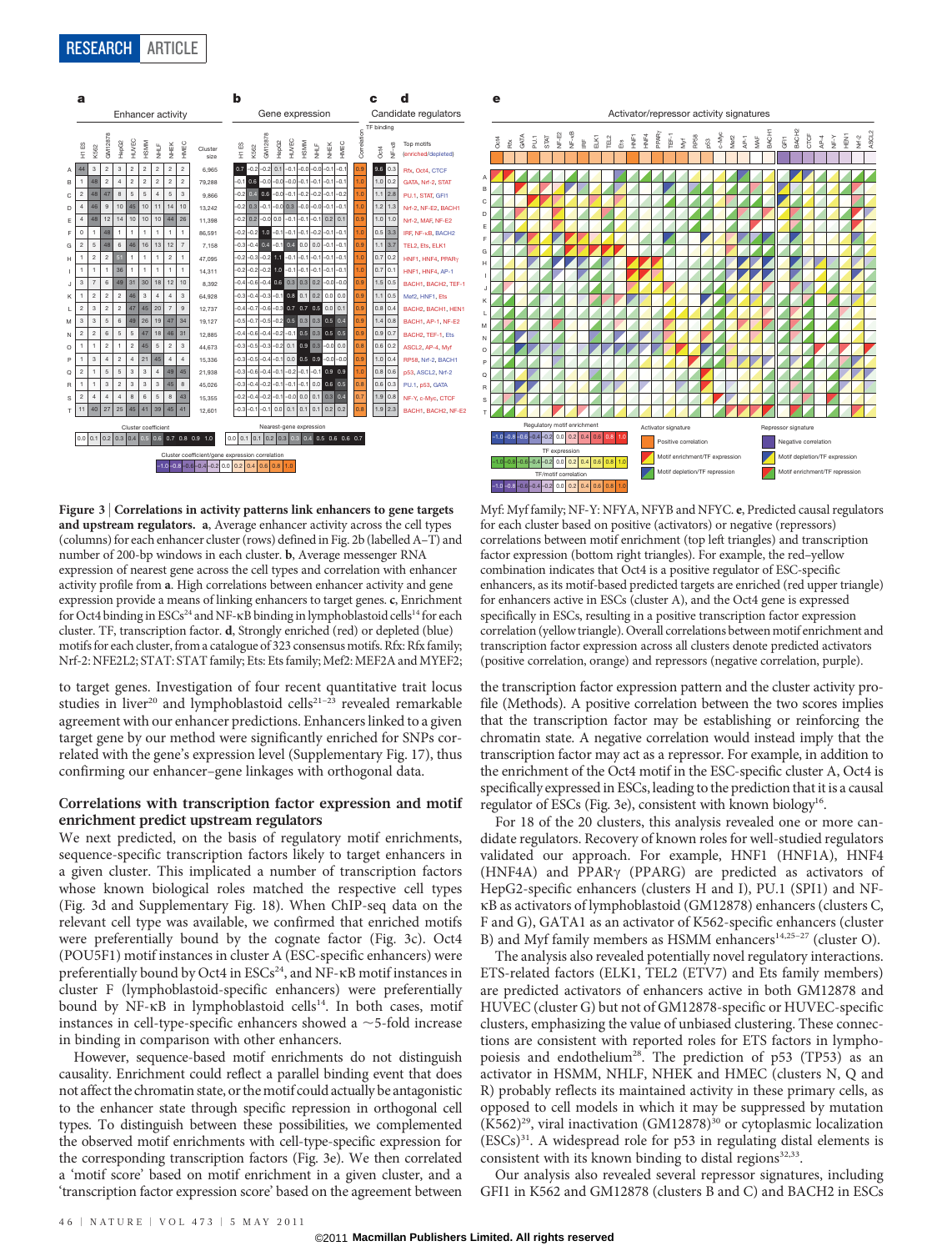**Figure 3 | Correlations in activity patterns link enhancers to gene targets and upstream regulators. a**, Average enhancer activity across the cell types (columns) for each enhancer cluster (rows) defined in Fig. 2b (labelled A–T) and number of 200-bp windows in each cluster. **b**, Average messenger RNA expression of nearest gene across the cell types and correlation with enhancer activity profile from **a**. High correlations between enhancer activity and gene expression provide a means of linking enhancers to target genes. **c**, Enrichment for Oct4 binding in ESCs[24] and NF-κB binding in lymphoblastoid cells[14] for each cluster. TF, transcription factor. **d**, Strongly enriched (red) or depleted (blue) motifs for each cluster, from a catalogue of 323 consensus motifs. Rfx: Rfx family; Nrf-2: NFE2L2; STAT: STAT family; Ets: Ets family; Mef2: MEF2A and MYEF2; Myf: Myf family; NF-Y: NFYA, NFYB and NFYC. **e**, Predicted causal regulators for each cluster based on positive (activators) or negative (repressors) correlations between motif enrichment (top left triangles) and transcription factor expression (bottom right triangles). For example, the red–yellow combination indicates that Oct4 is a positive regulator of ESC-specific enhancers, as its motif-based predicted targets are enriched (red upper triangle) for enhancers active in ESCs (cluster A), and the Oct4 gene is expressed specifically in ESCs, resulting in a positive transcription factor expression correlation (yellow triangle). Overall correlations between motif enrichment and transcription factor expression across all clusters denote predicted activators (positive correlation, orange) and repressors (negative correlation, purple).

to target genes. Investigation of four recent quantitative trait locus studies in liver[20] and lymphoblastoid cells[21–23] revealed remarkable agreement with our enhancer predictions. Enhancers linked to a given target gene by our method were significantly enriched for SNPs correlated with the gene's expression level (Supplementary Fig. 17), thus confirming our enhancer–gene linkages with orthogonal data.

## Correlations with transcription factor expression and motif enrichment predict upstream regulators

We next predicted, on the basis of regulatory motif enrichments, sequence-specific transcription factors likely to target enhancers in a given cluster. This implicated a number of transcription factors whose known biological roles matched the respective cell types (Fig. 3d and Supplementary Fig. 18). When ChIP-seq data on the relevant cell type was available, we confirmed that enriched motifs were preferentially bound by the cognate factor (Fig. 3c). Oct4 (POU5F1) motif instances in cluster A (ESC-specific enhancers) were preferentially bound by Oct4 in ESCs[24], and NF-κB motif instances in cluster F (lymphoblastoid-specific enhancers) were preferentially bound by NF-κB in lymphoblastoid cells[14]. In both cases, motif instances in cell-type-specific enhancers showed a ~5-fold increase in binding in comparison with other enhancers.

However, sequence-based motif enrichments do not distinguish causality. Enrichment could reflect a parallel binding event that does not affect the chromatin state, or the motif could actually be antagonistic to the enhancer state through specific repression in orthogonal cell types. To distinguish between these possibilities, we complemented the observed motif enrichments with cell-type-specific expression for the corresponding transcription factors (Fig. 3e). We then correlated a 'motif score' based on motif enrichment in a given cluster, and a 'transcription factor expression score' based on the agreement between the transcription factor expression pattern and the cluster activity profile (Methods). A positive correlation between the two scores implies that the transcription factor may be establishing or reinforcing the chromatin state. A negative correlation would instead imply that the transcription factor may act as a repressor. For example, in addition to the enrichment of the Oct4 motif in the ESC-specific cluster A, Oct4 is specifically expressed in ESCs, leading to the prediction that it is a causal regulator of ESCs (Fig. 3e), consistent with known biology[16].

For 18 of the 20 clusters, this analysis revealed one or more candidate regulators. Recovery of known roles for well-studied regulators validated our approach. For example, HNF1 (HNF1A), HNF4 (HNF4A) and PPARγ (PPARG) are predicted as activators of HepG2-specific enhancers (clusters H and I), PU.1 (SPI1) and NF-κB as activators of lymphoblastoid (GM12878) enhancers (clusters C, F and G), GATA1 as an activator of K562-specific enhancers (cluster B) and Myf family members as HSMM enhancers[14,25–27] (cluster O).

The analysis also revealed potentially novel regulatory interactions. ETS-related factors (ELK1, TEL2 (ETV7) and Ets family members) are predicted activators of enhancers active in both GM12878 and HUVEC (cluster G) but not of GM12878-specific or HUVEC-specific clusters, emphasizing the value of unbiased clustering. These connections are consistent with reported roles for ETS factors in lymphopoiesis and endothelium[28]. The prediction of p53 (TP53) as an activator in HSMM, NHLF, NHEK and HMEC (clusters N, Q and R) probably reflects its maintained activity in these primary cells, as opposed to cell models in which it may be suppressed by mutation (K562)[29], viral inactivation (GM12878)[30] or cytoplasmic localization (ESCs)[31]. A widespread role for p53 in regulating distal elements is consistent with its known binding to distal regions[32,33].

Our analysis also revealed several repressor signatures, including GFI1 in K562 and GM12878 (clusters B and C) and BACH2 in ESCs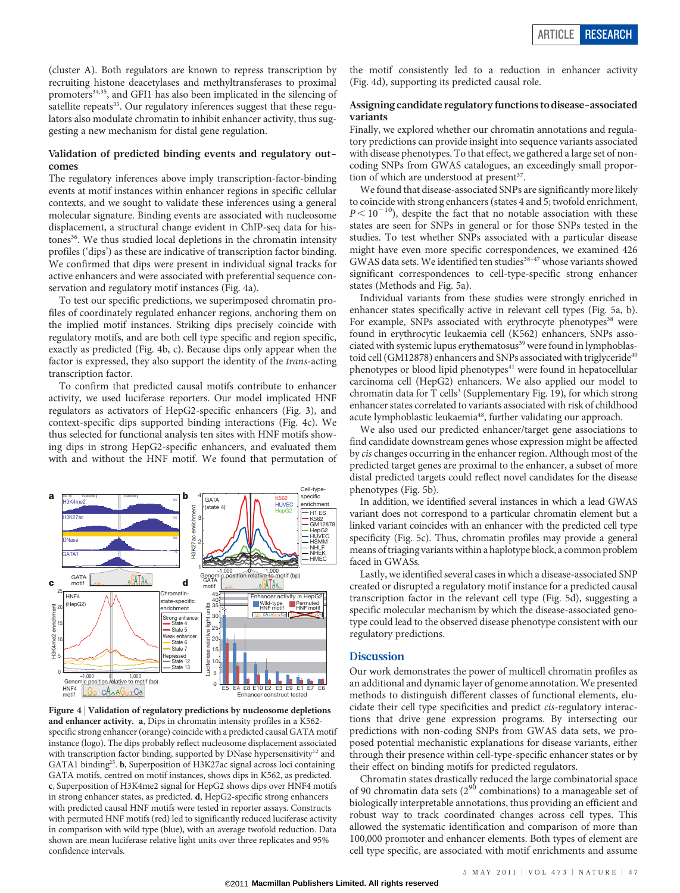(cluster A). Both regulators are known to repress transcription by recruiting histone deacetylases and methyltransferases to proximal promoters[34,35], and GFI1 has also been implicated in the silencing of satellite repeats[35]. Our regulatory inferences suggest that these regulators also modulate chromatin to inhibit enhancer activity, thus suggesting a new mechanism for distal gene regulation.

## Validation of predicted binding events and regulatory outcomes

The regulatory inferences above imply transcription-factor-binding events at motif instances within enhancer regions in specific cellular contexts, and we sought to validate these inferences using a general molecular signature. Binding events are associated with nucleosome displacement, a structural change evident in ChIP-seq data for histones[36]. We thus studied local depletions in the chromatin intensity profiles ('dips') as these are indicative of transcription factor binding. We confirmed that dips were present in individual signal tracks for active enhancers and were associated with preferential sequence conservation and regulatory motif instances (Fig. 4a).

To test our specific predictions, we superimposed chromatin profiles of coordinately regulated enhancer regions, anchoring them on the implied motif instances. Striking dips precisely coincide with regulatory motifs, and are both cell type specific and region specific, exactly as predicted (Fig. 4b, c). Because dips only appear when the factor is expressed, they also support the identity of the *trans*-acting transcription factor.

To confirm that predicted causal motifs contribute to enhancer activity, we used luciferase reporters. Our model implicated HNF regulators as activators of HepG2-specific enhancers (Fig. 3), and context-specific dips supported binding interactions (Fig. 4c). We thus selected for functional analysis ten sites with HNF motifs showing dips in strong HepG2-specific enhancers, and evaluated them with and without the HNF motif. We found that permutation of the motif consistently led to a reduction in enhancer activity (Fig. 4d), supporting its predicted causal role.

a
H3K4me2
H3K27ac
DNase
GATA1
GATA motif

b
GATA (state 4)
K562
HUVEC
HepG2
Cell-type-specific enrichment
H1 ES
K562
GM12878
HepG2
HUVEC
HSMM
NHLF
NHEK
HMEC
H3K27ac enrichment
4
3
2
1
−1,000 0 1,000
Genomic position relative to motif (bp)
GATA motif

c
HNF4 (HepG2)
Chromatin-state-specific enrichment
Strong enhancer
State 4
State 5
Weak enhancer
State 6
State 7
Repressed
State 12
State 13
H3K4me2 enrichment
25
20
15
10
5
0
−1,000 0 1,000
Genomic position relative to motif (bp)
HNF4 motif

d
Enhancer activity in HepG2
Wild-type HNF motif
Permuted HNF motif
Luciferase relative light units
45
40
35
30
25
20
15
10
5
0
E5 E4 E8 E10 E2 E3 E9 E1 E7 E6
Enhancer construct tested

**Figure 4 | Validation of regulatory predictions by nucleosome depletions and enhancer activity. a**, Dips in chromatin intensity profiles in a K562-specific strong enhancer (orange) coincide with a predicted causal GATA motif instance (logo). The dips probably reflect nucleosome displacement associated with transcription factor binding, supported by DNase hypersensitivity[12] and GATA1 binding[25]. **b**, Superposition of H3K27ac signal across loci containing GATA motifs, centred on motif instances, shows dips in K562, as predicted. **c**, Superposition of H3K4me2 signal for HepG2 shows dips over HNF4 motifs in strong enhancer states, as predicted. **d**, HepG2-specific strong enhancers with predicted causal HNF motifs were tested in reporter assays. Constructs with permuted HNF motifs (red) led to significantly reduced luciferase activity in comparison with wild type (blue), with an average twofold reduction. Data shown are mean luciferase relative light units over three replicates and 95% confidence intervals.

## Assigning candidate regulatory functions to disease-associated variants

Finally, we explored whether our chromatin annotations and regulatory predictions can provide insight into sequence variants associated with disease phenotypes. To that effect, we gathered a large set of non-coding SNPs from GWAS catalogues, an exceedingly small proportion of which are understood at present[37].

We found that disease-associated SNPs are significantly more likely to coincide with strong enhancers (states 4 and 5; twofold enrichment, $P < 10^{-10}$), despite the fact that no notable association with these states are seen for SNPs in general or for those SNPs tested in the studies. To test whether SNPs associated with a particular disease might have even more specific correspondences, we examined 426 GWAS data sets. We identified ten studies[38–47] whose variants showed significant correspondences to cell-type-specific strong enhancer states (Methods and Fig. 5a).

Individual variants from these studies were strongly enriched in enhancer states specifically active in relevant cell types (Fig. 5a, b). For example, SNPs associated with erythrocyte phenotypes[38] were found in erythrocytic leukaemia cell (K562) enhancers, SNPs associated with systemic lupus erythematosus[39] were found in lymphoblastoid cell (GM12878) enhancers and SNPs associated with triglyceride[40] phenotypes or blood lipid phenotypes[41] were found in hepatocellular carcinoma cell (HepG2) enhancers. We also applied our model to chromatin data for T cells[3] (Supplementary Fig. 19), for which strong enhancer states correlated to variants associated with risk of childhood acute lymphoblastic leukaemia[48], further validating our approach.

We also used our predicted enhancer/target gene associations to find candidate downstream genes whose expression might be affected by *cis* changes occurring in the enhancer region. Although most of the predicted target genes are proximal to the enhancer, a subset of more distal predicted targets could reflect novel candidates for the disease phenotypes (Fig. 5b).

In addition, we identified several instances in which a lead GWAS variant does not correspond to a particular chromatin element but a linked variant coincides with an enhancer with the predicted cell type specificity (Fig. 5c). Thus, chromatin profiles may provide a general means of triaging variants within a haplotype block, a common problem faced in GWASs.

Lastly, we identified several cases in which a disease-associated SNP created or disrupted a regulatory motif instance for a predicted causal transcription factor in the relevant cell type (Fig. 5d), suggesting a specific molecular mechanism by which the disease-associated genotype could lead to the observed disease phenotype consistent with our regulatory predictions.

## Discussion

Our work demonstrates the power of multicell chromatin profiles as an additional and dynamic layer of genome annotation. We presented methods to distinguish different classes of functional elements, elucidate their cell type specificities and predict *cis*-regulatory interactions that drive gene expression programs. By intersecting our predictions with non-coding SNPs from GWAS data sets, we proposed potential mechanistic explanations for disease variants, either through their presence within cell-type-specific enhancer states or by their effect on binding motifs for predicted regulators.

Chromatin states drastically reduced the large combinatorial space of 90 chromatin data sets ($2^{90}$ combinations) to a manageable set of biologically interpretable annotations, thus providing an efficient and robust way to track coordinated changes across cell types. This allowed the systematic identification and comparison of more than 100,000 promoter and enhancer elements. Both types of element are cell type specific, are associated with motif enrichments and assume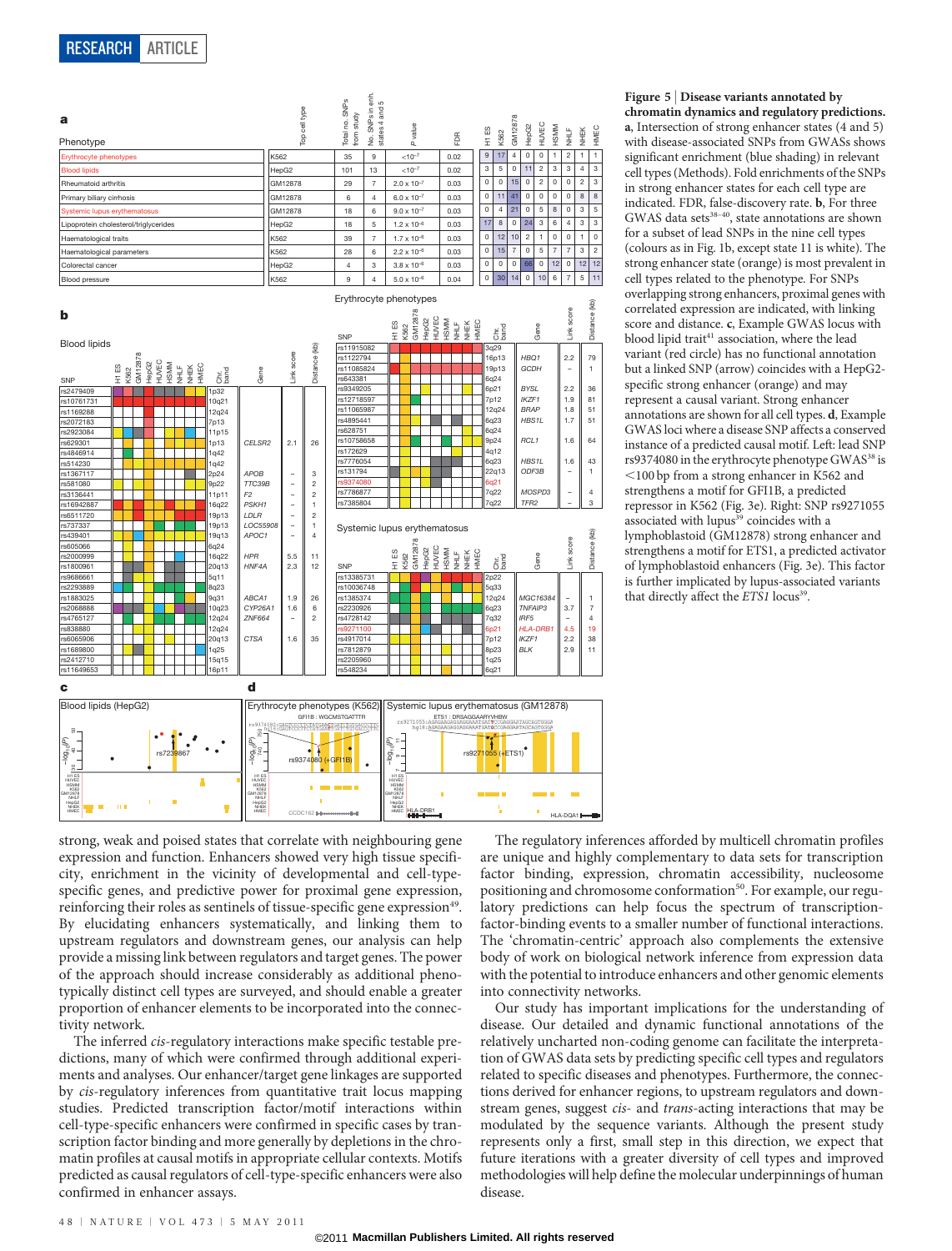| Phenotype | Top cell type | Total no. SNPs from study | No. SNPs in enh. states 4 and 5 | P value | FDR | H1 ES | K562 | GM12878 | HepG2 | HUVEC | HSMM | NHLF | NHEK | HMEC |
|---|---|---|---|---|---|---|---|---|---|---|---|---|---|---|
| Erythrocyte phenotypes | K562 | 35 | 9 | $<10^{-7}$ | 0.02 | 9 | 17 | 4 | 0 | 0 | 1 | 2 | 1 | 1 |
| Blood lipids | HepG2 | 101 | 13 | $<10^{-7}$ | 0.02 | 3 | 5 | 0 | 11 | 2 | 3 | 3 | 4 | 3 |
| Rheumatoid arthritis | GM12878 | 29 | 7 | $2.0\times10^{-7}$ | 0.03 | 0 | 0 | 15 | 0 | 2 | 0 | 0 | 2 | 3 |
| Primary biliary cirrhosis | GM12878 | 6 | 4 | $6.0\times10^{-7}$ | 0.03 | 0 | 11 | 41 | 0 | 0 | 0 | 0 | 8 | 8 |
| Systemic lupus erythematosus | GM12878 | 18 | 6 | $9.0\times10^{-7}$ | 0.03 | 0 | 4 | 21 | 0 | 5 | 8 | 0 | 3 | 5 |
| Lipoprotein cholesterol/triglycerides | HepG2 | 18 | 5 | $1.2\times10^{-6}$ | 0.03 | 17 | 8 | 0 | 24 | 3 | 6 | 4 | 3 | 3 |
| Haematological traits | K562 | 39 | 7 | $1.7\times10^{-6}$ | 0.03 | 0 | 12 | 10 | 2 | 1 | 0 | 0 | 1 | 0 |
| Haematological parameters | K562 | 28 | 6 | $2.2\times10^{-6}$ | 0.03 | 0 | 15 | 7 | 0 | 5 | 7 | 7 | 3 | 2 |
| Colorectal cancer | HepG2 | 4 | 3 | $3.8\times10^{-6}$ | 0.03 | 0 | 0 | 0 | 66 | 0 | 12 | 0 | 12 | 12 |
| Blood pressure | K562 | 9 | 4 | $5.0\times10^{-6}$ | 0.04 | 0 | 30 | 14 | 0 | 10 | 6 | 7 | 5 | 11 |

b

Blood lipids

| SNP | Chr. band | Gene | Link score | Distance (kb) |
|---|---|---|---|---|
| rs2479409 | 1p32 | | | |
| rs10761731 | 10q21 | | | |
| rs1169288 | 12q24 | | | |
| rs2072183 | 7p13 | | | |
| rs2923084 | 11p15 | | | |
| rs629301 | 1p13 | CELSR2 | 2.1 | 26 |
| rs4846914 | 1q42 | | | |
| rs514230 | 1q42 | | | |
| rs1367117 | 2p24 | APOB | – | 3 |
| rs581080 | 9p22 | TTC39B | – | 2 |
| rs3136441 | 11p11 | F2 | – | 2 |
| rs16942887 | 16q22 | PSKH1 | – | 1 |
| rs6511720 | 19p13 | LDLR | – | 2 |
| rs737337 | 19p13 | LOC55908 | – | 1 |
| rs439401 | 19q13 | APOC1 | – | 4 |
| rs605066 | 6q24 | | | |
| rs2000999 | 16q22 | HPR | 5.5 | 11 |
| rs1800961 | 20q13 | HNF4A | 2.3 | 12 |
| rs9686661 | 5q11 | | | |
| rs2293889 | 8q23 | | | |
| rs1883025 | 9q31 | ABCA1 | 1.9 | 26 |
| rs2068888 | 10q23 | CYP26A1 | 1.6 | 6 |
| rs4765127 | 12q24 | ZNF664 | – | 2 |
| rs838880 | 12q24 | | | |
| rs6065906 | 20q13 | CTSA | 1.6 | 35 |
| rs1689800 | 1q25 | | | |
| rs2412710 | 15q15 | | | |
| rs11649653 | 16p11 | | | |

Erythrocyte phenotypes

| SNP | Chr. band | Gene | Link score | Distance (kb) |
|---|---|---|---|---|
| rs11915082 | 3q29 | | | |
| rs1122794 | 16p13 | HBQ1 | 2.2 | 79 |
| rs11085824 | 19p13 | GCDH | – | 1 |
| rs643381 | 6q24 | | | |
| rs9349205 | 6p21 | BYSL | 2.2 | 36 |
| rs12718597 | 7p12 | IKZF1 | 1.9 | 81 |
| rs11065987 | 12q24 | BRAP | 1.8 | 51 |
| rs4895441 | 6q23 | HBS1L | 1.7 | 51 |
| rs628751 | 6q24 | | | |
| rs10758658 | 9p24 | RCL1 | 1.6 | 64 |
| rs172629 | 4q12 | | | |
| rs7776054 | 6q23 | HBS1L | 1.6 | 43 |
| rs131794 | 22q13 | ODF3B | – | 1 |
| rs9374080 | 6q21 | | | |
| rs7786877 | 7q22 | MOSPD3 | – | 4 |
| rs7385804 | 7q22 | TFR2 | – | 3 |

Systemic lupus erythematosus

| SNP | Chr. band | Gene | Link score | Distance (kb) |
|---|---|---|---|---|
| rs13385731 | 2p22 | | | |
| rs10036748 | 5q33 | | | |
| rs1385374 | 12q24 | MGC16384 | – | 1 |
| rs2230926 | 6q23 | TNFAIP3 | 3.7 | 7 |
| rs4728142 | 7q32 | IRF5 | – | 4 |
| rs9271100 | 6p21 | HLA-DRB1 | 4.5 | 19 |
| rs4917014 | 7p12 | IKZF1 | 2.2 | 38 |
| rs7812879 | 8p23 | BLK | 2.9 | 11 |
| rs2205960 | 1q25 | | | |
| rs548234 | 6q21 | | | |

c

Blood lipids (HepG2)

rs7239867

d

Erythrocyte phenotypes (K562)

GFI1B : WGCMSTGATTTR

rs9374080 (+GFI1B)

Systemic lupus erythematosus (GM12878)

ETS1 : DRSAGGAARYVHBW

rs9271055 (+ETS1)

HLA-DRB1

HLA-DQA1

**Figure 5 | Disease variants annotated by chromatin dynamics and regulatory predictions. a**, Intersection of strong enhancer states (4 and 5) with disease-associated SNPs from GWASs shows significant enrichment (blue shading) in relevant cell types (Methods). Fold enrichments of the SNPs in strong enhancer states for each cell type are indicated. FDR, false-discovery rate. **b**, For three GWAS data sets[38–40], state annotations are shown for a subset of lead SNPs in the nine cell types (colours as in Fig. 1b, except state 11 is white). The strong enhancer state (orange) is most prevalent in cell types related to the phenotype. For SNPs overlapping strong enhancers, proximal genes with correlated expression are indicated, with linking score and distance. **c**, Example GWAS locus with blood lipid trait[41] association, where the lead variant (red circle) has no functional annotation but a linked SNP (arrow) coincides with a HepG2-specific strong enhancer (orange) and may represent a causal variant. Strong enhancer annotations are shown for all cell types. **d**, Example GWAS loci where a disease SNP affects a conserved instance of a predicted causal motif. Left: lead SNP rs9374080 in the erythrocyte phenotype GWAS[38] is <100 bp from a strong enhancer in K562 and strengthens a motif for GFI1B, a predicted repressor in K562 (Fig. 3e). Right: SNP rs9271055 associated with lupus[39] coincides with a lymphoblastoid (GM12878) strong enhancer and strengthens a motif for ETS1, a predicted activator of lymphoblastoid enhancers (Fig. 3e). This factor is further implicated by lupus-associated variants that directly affect the *ETS1* locus[39].

strong, weak and poised states that correlate with neighbouring gene expression and function. Enhancers showed very high tissue specificity, enrichment in the vicinity of developmental and cell-type-specific genes, and predictive power for proximal gene expression, reinforcing their roles as sentinels of tissue-specific gene expression[49]. By elucidating enhancers systematically, and linking them to upstream regulators and downstream genes, our analysis can help provide a missing link between regulators and target genes. The power of the approach should increase considerably as additional phenotypically distinct cell types are surveyed, and should enable a greater proportion of enhancer elements to be incorporated into the connectivity network.

The inferred *cis*-regulatory interactions make specific testable predictions, many of which were confirmed through additional experiments and analyses. Our enhancer/target gene linkages are supported by *cis*-regulatory inferences from quantitative trait locus mapping studies. Predicted transcription factor/motif interactions within cell-type-specific enhancers were confirmed in specific cases by transcription factor binding and more generally by depletions in the chromatin profiles at causal motifs in appropriate cellular contexts. Motifs predicted as causal regulators of cell-type-specific enhancers were also confirmed in enhancer assays.

The regulatory inferences afforded by multicell chromatin profiles are unique and highly complementary to data sets for transcription factor binding, expression, chromatin accessibility, nucleosome positioning and chromosome conformation[50]. For example, our regulatory predictions can help focus the spectrum of transcription-factor-binding events to a smaller number of functional interactions. The 'chromatin-centric' approach also complements the extensive body of work on biological network inference from expression data with the potential to introduce enhancers and other genomic elements into connectivity networks.

Our study has important implications for the understanding of disease. Our detailed and dynamic functional annotations of the relatively uncharted non-coding genome can facilitate the interpretation of GWAS data sets by predicting specific cell types and regulators related to specific diseases and phenotypes. Furthermore, the connections derived for enhancer regions, to upstream regulators and downstream genes, suggest *cis*- and *trans*-acting interactions that may be modulated by the sequence variants. Although the present study represents only a first, small step in this direction, we expect that future iterations with a greater diversity of cell types and improved methodologies will help define the molecular underpinnings of human disease.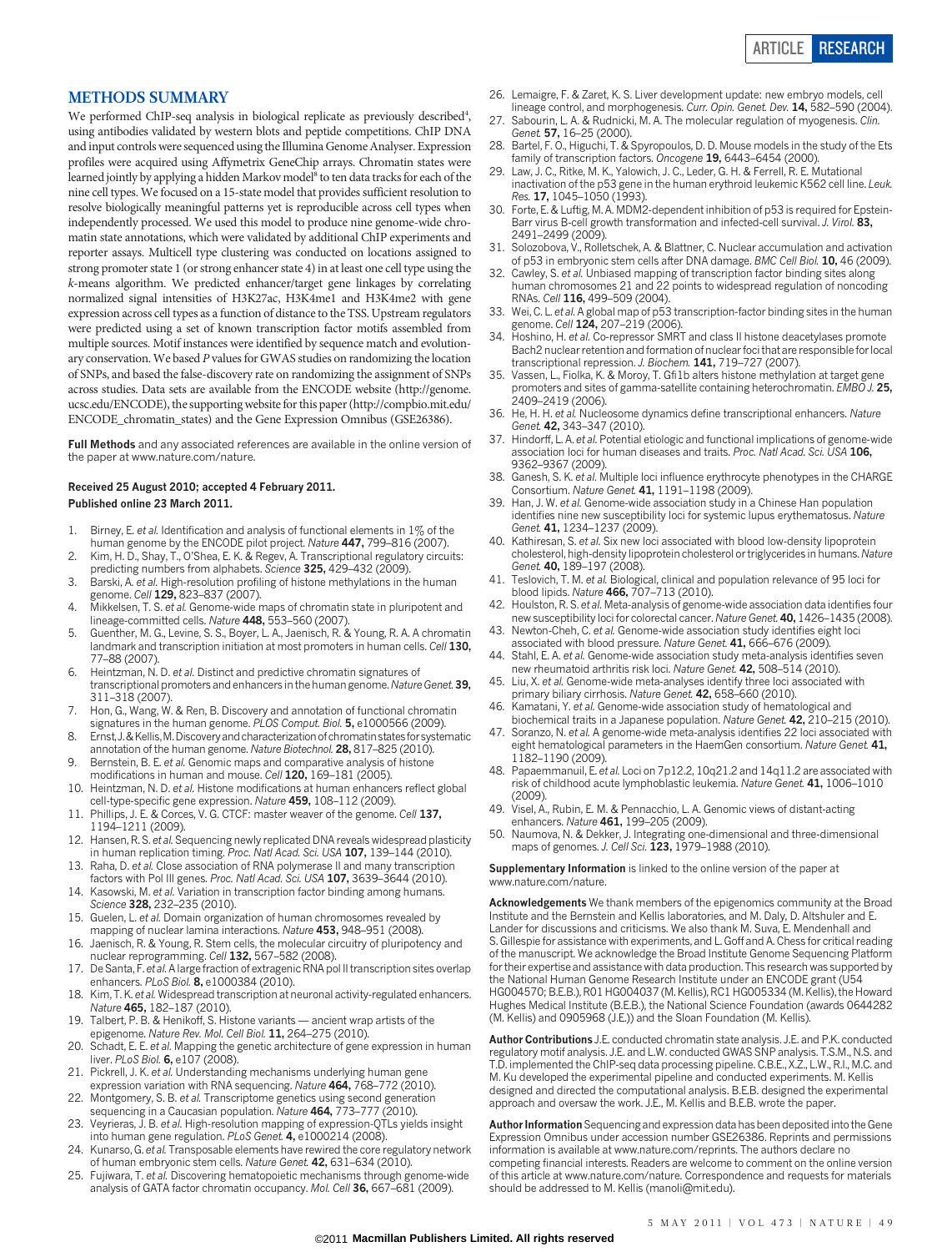## METHODS SUMMARY

We performed ChIP-seq analysis in biological replicate as previously described[4], using antibodies validated by western blots and peptide competitions. ChIP DNA and input controls were sequenced using the Illumina Genome Analyser. Expression profiles were acquired using Affymetrix GeneChip arrays. Chromatin states were learned jointly by applying a hidden Markov model[8] to ten data tracks for each of the nine cell types. We focused on a 15-state model that provides sufficient resolution to resolve biologically meaningful patterns yet is reproducible across cell types when independently processed. We used this model to produce nine genome-wide chromatin state annotations, which were validated by additional ChIP experiments and reporter assays. Multicell type clustering was conducted on locations assigned to strong promoter state 1 (or strong enhancer state 4) in at least one cell type using the *k*-means algorithm. We predicted enhancer/target gene linkages by correlating normalized signal intensities of H3K27ac, H3K4me1 and H3K4me2 with gene expression across cell types as a function of distance to the TSS. Upstream regulators were predicted using a set of known transcription factor motifs assembled from multiple sources. Motif instances were identified by sequence match and evolutionary conservation. We based *P* values for GWAS studies on randomizing the location of SNPs, and based the false-discovery rate on randomizing the assignment of SNPs across studies. Data sets are available from the ENCODE website (http://genome.ucsc.edu/ENCODE), the supporting website for this paper (http://compbio.mit.edu/ENCODE_chromatin_states) and the Gene Expression Omnibus (GSE26386).

**Full Methods** and any associated references are available in the online version of the paper at www.nature.com/nature.

**Received 25 August 2010; accepted 4 February 2011.**
**Published online 23 March 2011.**

1. Birney, E. *et al.* Identification and analysis of functional elements in 1% of the human genome by the ENCODE pilot project. *Nature* **447,** 799–816 (2007).
2. Kim, H. D., Shay, T., O'Shea, E. K. & Regev, A. Transcriptional regulatory circuits: predicting numbers from alphabets. *Science* **325,** 429–432 (2009).
3. Barski, A. *et al.* High-resolution profiling of histone methylations in the human genome. *Cell* **129,** 823–837 (2007).
4. Mikkelsen, T. S. *et al.* Genome-wide maps of chromatin state in pluripotent and lineage-committed cells. *Nature* **448,** 553–560 (2007).
5. Guenther, M. G., Levine, S. S., Boyer, L. A., Jaenisch, R. & Young, R. A. A chromatin landmark and transcription initiation at most promoters in human cells. *Cell* **130,** 77–88 (2007).
6. Heintzman, N. D. *et al.* Distinct and predictive chromatin signatures of transcriptional promoters and enhancers in the human genome. *Nature Genet.* **39,** 311–318 (2007).
7. Hon, G., Wang, W. & Ren, B. Discovery and annotation of functional chromatin signatures in the human genome. *PLOS Comput. Biol.* **5,** e1000566 (2009).
8. Ernst, J. & Kellis, M. Discovery and characterization of chromatin states for systematic annotation of the human genome. *Nature Biotechnol.* **28,** 817–825 (2010).
9. Bernstein, B. E. *et al.* Genomic maps and comparative analysis of histone modifications in human and mouse. *Cell* **120,** 169–181 (2005).
10. Heintzman, N. D. *et al.* Histone modifications at human enhancers reflect global cell-type-specific gene expression. *Nature* **459,** 108–112 (2009).
11. Phillips, J. E. & Corces, V. G. CTCF: master weaver of the genome. *Cell* **137,** 1194–1211 (2009).
12. Hansen, R. S. *et al.* Sequencing newly replicated DNA reveals widespread plasticity in human replication timing. *Proc. Natl Acad. Sci. USA* **107,** 139–144 (2010).
13. Raha, D. *et al.* Close association of RNA polymerase II and many transcription factors with Pol III genes. *Proc. Natl Acad. Sci. USA* **107,** 3639–3644 (2010).
14. Kasowski, M. *et al.* Variation in transcription factor binding among humans. *Science* **328,** 232–235 (2010).
15. Guelen, L. *et al.* Domain organization of human chromosomes revealed by mapping of nuclear lamina interactions. *Nature* **453,** 948–951 (2008).
16. Jaenisch, R. & Young, R. Stem cells, the molecular circuitry of pluripotency and nuclear reprogramming. *Cell* **132,** 567–582 (2008).
17. De Santa, F. *et al.* A large fraction of extragenic RNA pol II transcription sites overlap enhancers. *PLoS Biol.* **8,** e1000384 (2010).
18. Kim, T. K. *et al.* Widespread transcription at neuronal activity-regulated enhancers. *Nature* **465,** 182–187 (2010).
19. Talbert, P. B. & Henikoff, S. Histone variants — ancient wrap artists of the epigenome. *Nature Rev. Mol. Cell Biol.* **11,** 264–275 (2010).
20. Schadt, E. E. *et al.* Mapping the genetic architecture of gene expression in human liver. *PLoS Biol.* **6,** e107 (2008).
21. Pickrell, J. K. *et al.* Understanding mechanisms underlying human gene expression variation with RNA sequencing. *Nature* **464,** 768–772 (2010).
22. Montgomery, S. B. *et al.* Transcriptome genetics using second generation sequencing in a Caucasian population. *Nature* **464,** 773–777 (2010).
23. Veyrieras, J. B. *et al.* High-resolution mapping of expression-QTLs yields insight into human gene regulation. *PLoS Genet.* **4,** e1000214 (2008).
24. Kunarso, G. *et al.* Transposable elements have rewired the core regulatory network of human embryonic stem cells. *Nature Genet.* **42,** 631–634 (2010).
25. Fujiwara, T. *et al.* Discovering hematopoietic mechanisms through genome-wide analysis of GATA factor chromatin occupancy. *Mol. Cell* **36,** 667–681 (2009).
26. Lemaigre, F. & Zaret, K. S. Liver development update: new embryo models, cell lineage control, and morphogenesis. *Curr. Opin. Genet. Dev.* **14,** 582–590 (2004).
27. Sabourin, L. A. & Rudnicki, M. A. The molecular regulation of myogenesis. *Clin. Genet.* **57,** 16–25 (2000).
28. Bartel, F. O., Higuchi, T. & Spyropoulos, D. D. Mouse models in the study of the Ets family of transcription factors. *Oncogene* **19,** 6443–6454 (2000).
29. Law, J. C., Ritke, M. K., Yalowich, J. C., Leder, G. H. & Ferrell, R. E. Mutational inactivation of the p53 gene in the human erythroid leukemic K562 cell line. *Leuk. Res.* **17,** 1045–1050 (1993).
30. Forte, E. & Luftig, M. A. MDM2-dependent inhibition of p53 is required for Epstein-Barr virus B-cell growth transformation and infected-cell survival. *J. Virol.* **83,** 2491–2499 (2009).
31. Solozobova, V., Rolletschek, A. & Blattner, C. Nuclear accumulation and activation of p53 in embryonic stem cells after DNA damage. *BMC Cell Biol.* **10,** 46 (2009).
32. Cawley, S. *et al.* Unbiased mapping of transcription factor binding sites along human chromosomes 21 and 22 points to widespread regulation of noncoding RNAs. *Cell* **116,** 499–509 (2004).
33. Wei, C. L. *et al.* A global map of p53 transcription-factor binding sites in the human genome. *Cell* **124,** 207–219 (2006).
34. Hoshino, H. *et al.* Co-repressor SMRT and class II histone deacetylases promote Bach2 nuclear retention and formation of nuclear foci that are responsible for local transcriptional repression. *J. Biochem.* **141,** 719–727 (2007).
35. Vassen, L., Fiolka, K. & Moroy, T. Gfi1b alters histone methylation at target gene promoters and sites of gamma-satellite containing heterochromatin. *EMBO J.* **25,** 2409–2419 (2006).
36. He, H. H. *et al.* Nucleosome dynamics define transcriptional enhancers. *Nature Genet.* **42,** 343–347 (2010).
37. Hindorff, L. A. *et al.* Potential etiologic and functional implications of genome-wide association loci for human diseases and traits. *Proc. Natl Acad. Sci. USA* **106,** 9362–9367 (2009).
38. Ganesh, S. K. *et al.* Multiple loci influence erythrocyte phenotypes in the CHARGE Consortium. *Nature Genet.* **41,** 1191–1198 (2009).
39. Han, J. W. *et al.* Genome-wide association study in a Chinese Han population identifies nine new susceptibility loci for systemic lupus erythematosus. *Nature Genet.* **41,** 1234–1237 (2009).
40. Kathiresan, S. *et al.* Six new loci associated with blood low-density lipoprotein cholesterol, high-density lipoprotein cholesterol or triglycerides in humans. *Nature Genet.* **40,** 189–197 (2008).
41. Teslovich, T. M. *et al.* Biological, clinical and population relevance of 95 loci for blood lipids. *Nature* **466,** 707–713 (2010).
42. Houlston, R. S. *et al.* Meta-analysis of genome-wide association data identifies four new susceptibility loci for colorectal cancer. *Nature Genet.* **40,** 1426–1435 (2008).
43. Newton-Cheh, C. *et al.* Genome-wide association study identifies eight loci associated with blood pressure. *Nature Genet.* **41,** 666–676 (2009).
44. Stahl, E. A. *et al.* Genome-wide association study meta-analysis identifies seven new rheumatoid arthritis risk loci. *Nature Genet.* **42,** 508–514 (2010).
45. Liu, X. *et al.* Genome-wide meta-analyses identify three loci associated with primary biliary cirrhosis. *Nature Genet.* **42,** 658–660 (2010).
46. Kamatani, Y. *et al.* Genome-wide association study of hematological and biochemical traits in a Japanese population. *Nature Genet.* **42,** 210–215 (2010).
47. Soranzo, N. *et al.* A genome-wide meta-analysis identifies 22 loci associated with eight hematological parameters in the HaemGen consortium. *Nature Genet.* **41,** 1182–1190 (2009).
48. Papaemmanuil, E. *et al.* Loci on 7p12.2, 10q21.2 and 14q11.2 are associated with risk of childhood acute lymphoblastic leukemia. *Nature Genet.* **41,** 1006–1010 (2009).
49. Visel, A., Rubin, E. M. & Pennacchio, L. A. Genomic views of distant-acting enhancers. *Nature* **461,** 199–205 (2009).
50. Naumova, N. & Dekker, J. Integrating one-dimensional and three-dimensional maps of genomes. *J. Cell Sci.* **123,** 1979–1988 (2010).

**Supplementary Information** is linked to the online version of the paper at www.nature.com/nature.

**Acknowledgements** We thank members of the epigenomics community at the Broad Institute and the Bernstein and Kellis laboratories, and M. Daly, D. Altshuler and E. Lander for discussions and criticisms. We also thank M. Suva, E. Mendenhall and S. Gillespie for assistance with experiments, and L. Goff and A. Chess for critical reading of the manuscript. We acknowledge the Broad Institute Genome Sequencing Platform for their expertise and assistance with data production. This research was supported by the National Human Genome Research Institute under an ENCODE grant (U54 HG004570; B.E.B.), R01 HG004037 (M. Kellis), RC1 HG005334 (M. Kellis), the Howard Hughes Medical Institute (B.E.B.), the National Science Foundation (awards 0644282 (M. Kellis) and 0905968 (J.E.)) and the Sloan Foundation (M. Kellis).

**Author Contributions** J.E. conducted chromatin state analysis. J.E. and P.K. conducted regulatory motif analysis. J.E. and L.W. conducted GWAS SNP analysis. T.S.M., N.S. and T.D. implemented the ChIP-seq data processing pipeline. C.B.E., X.Z., L.W., R.I., M.C. and M. Ku developed the experimental pipeline and conducted experiments. M. Kellis designed and directed the computational analysis. B.E.B. designed the experimental approach and oversaw the work. J.E., M. Kellis and B.E.B. wrote the paper.

**Author Information** Sequencing and expression data has been deposited into the Gene Expression Omnibus under accession number GSE26386. Reprints and permissions information is available at www.nature.com/reprints. The authors declare no competing financial interests. Readers are welcome to comment on the online version of this article at www.nature.com/nature. Correspondence and requests for materials should be addressed to M. Kellis (manoli@mit.edu).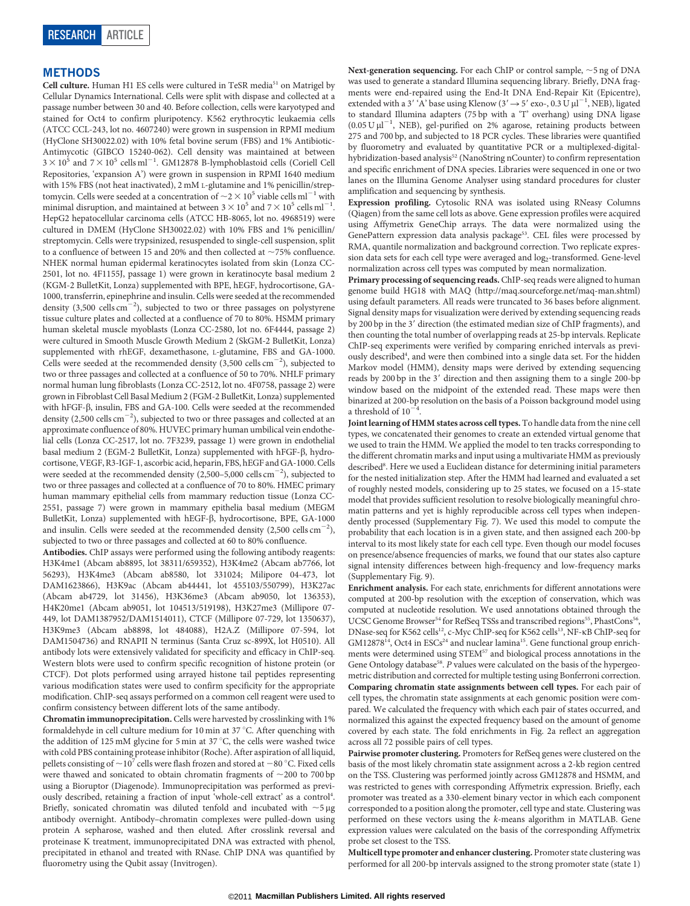## METHODS

**Cell culture.** Human H1 ES cells were cultured in TeSR media[51] on Matrigel by Cellular Dynamics International. Cells were split with dispase and collected at a passage number between 30 and 40. Before collection, cells were karyotyped and stained for Oct4 to confirm pluripotency. K562 erythrocytic leukaemia cells (ATCC CCL-243, lot no. 4607240) were grown in suspension in RPMI medium (HyClone SH30022.02) with 10% fetal bovine serum (FBS) and 1% Antibiotic-Antimycotic (GIBCO 15240-062). Cell density was maintained at between $3 \times 10^5$ and $7 \times 10^5$ cells $ml^{-1}$. GM12878 B-lymphoblastoid cells (Coriell Cell Repositories, 'expansion A') were grown in suspension in RPMI 1640 medium with 15% FBS (not heat inactivated), 2 mM L-glutamine and 1% penicillin/streptomycin. Cells were seeded at a concentration of $\sim 2 \times 10^5$ viable cells $ml^{-1}$ with minimal disruption, and maintained at between $3 \times 10^5$ and $7 \times 10^5$ cells $ml^{-1}$. HepG2 hepatocellular carcinoma cells (ATCC HB-8065, lot no. 4968519) were cultured in DMEM (HyClone SH30022.02) with 10% FBS and 1% penicillin/streptomycin. Cells were trypsinized, resuspended to single-cell suspension, split to a confluence of between 15 and 20% and then collected at ~75% confluence. NHEK normal human epidermal keratinocytes isolated from skin (Lonza CC-2501, lot no. 4F1155J, passage 1) were grown in keratinocyte basal medium 2 (KGM-2 BulletKit, Lonza) supplemented with BPE, hEGF, hydrocortisone, GA-1000, transferrin, epinephrine and insulin. Cells were seeded at the recommended density (3,500 cells $cm^{-2}$), subjected to two or three passages on polystyrene tissue culture plates and collected at a confluence of 70 to 80%. HSMM primary human skeletal muscle myoblasts (Lonza CC-2580, lot no. 6F4444, passage 2) were cultured in Smooth Muscle Growth Medium 2 (SkGM-2 BulletKit, Lonza) supplemented with rhEGF, dexamethasone, L-glutamine, FBS and GA-1000. Cells were seeded at the recommended density (3,500 cells $cm^{-2}$), subjected to two or three passages and collected at a confluence of 50 to 70%. NHLF primary normal human lung fibroblasts (Lonza CC-2512, lot no. 4F0758, passage 2) were grown in Fibroblast Cell Basal Medium 2 (FGM-2 BulletKit, Lonza) supplemented with hFGF-β, insulin, FBS and GA-100. Cells were seeded at the recommended density (2,500 cells $cm^{-2}$), subjected to two or three passages and collected at an approximate confluence of 80%. HUVEC primary human umbilical vein endothelial cells (Lonza CC-2517, lot no. 7F3239, passage 1) were grown in endothelial basal medium 2 (EGM-2 BulletKit, Lonza) supplemented with hFGF-β, hydrocortisone, VEGF, R3-IGF-1, ascorbic acid, heparin, FBS, hEGF and GA-1000. Cells were seeded at the recommended density (2,500–5,000 cells $cm^{-2}$), subjected to two or three passages and collected at a confluence of 70 to 80%. HMEC primary human mammary epithelial cells from mammary reduction tissue (Lonza CC-2551, passage 7) were grown in mammary epithelia basal medium (MEGM BulletKit, Lonza) supplemented with hEGF-β, hydrocortisone, BPE, GA-1000 and insulin. Cells were seeded at the recommended density (2,500 cells $cm^{-2}$), subjected to two or three passages and collected at 60 to 80% confluence.

**Antibodies.** ChIP assays were performed using the following antibody reagents: H3K4me1 (Abcam ab8895, lot 38311/659352), H3K4me2 (Abcam ab7766, lot 56293), H3K4me3 (Abcam ab8580, lot 331024; Milipore 04-473, lot DAM1623866), H3K9ac (Abcam ab44441, lot 455103/550799), H3K27ac (Abcam ab4729, lot 31456), H3K36me3 (Abcam ab9050, lot 136353), H4K20me1 (Abcam ab9051, lot 104513/519198), H3K27me3 (Millipore 07-449, lot DAM1387952/DAM1514011), CTCF (Millipore 07-729, lot 1350637), H3K9me3 (Abcam ab8898, lot 484088), H2A.Z (Millipore 07-594, lot DAM1504736) and RNAPII N terminus (Santa Cruz sc-899X, lot H0510). All antibody lots were extensively validated for specificity and efficacy in ChIP-seq. Western blots were used to confirm specific recognition of histone protein (or CTCF). Dot plots performed using arrayed histone tail peptides representing various modification states were used to confirm specificity for the appropriate modification. ChIP-seq assays performed on a common cell reagent were used to confirm consistency between different lots of the same antibody.

**Chromatin immunoprecipitation.** Cells were harvested by crosslinking with 1% formaldehyde in cell culture medium for 10 min at 37 °C. After quenching with the addition of 125 mM glycine for 5 min at 37 °C, the cells were washed twice with cold PBS containing protease inhibitor (Roche). After aspiration of all liquid, pellets consisting of $\sim 10^7$ cells were flash frozen and stored at −80 °C. Fixed cells were thawed and sonicated to obtain chromatin fragments of ~200 to 700 bp using a Bioruptor (Diagenode). Immunoprecipitation was performed as previously described, retaining a fraction of input 'whole-cell extract' as a control[4]. Briefly, sonicated chromatin was diluted tenfold and incubated with ~5 μg antibody overnight. Antibody–chromatin complexes were pulled-down using protein A sepharose, washed and then eluted. After crosslink reversal and proteinase K treatment, immunoprecipitated DNA was extracted with phenol, precipitated in ethanol and treated with RNase. ChIP DNA was quantified by fluorometry using the Qubit assay (Invitrogen).

**Next-generation sequencing.** For each ChIP or control sample, ~5 ng of DNA was used to generate a standard Illumina sequencing library. Briefly, DNA fragments were end-repaired using the End-It DNA End-Repair Kit (Epicentre), extended with a 3′ 'A' base using Klenow (3′→5′ exo-, 0.3 U $\mu l^{-1}$, NEB), ligated to standard Illumina adapters (75 bp with a 'T' overhang) using DNA ligase (0.05 U $\mu l^{-1}$, NEB), gel-purified on 2% agarose, retaining products between 275 and 700 bp, and subjected to 18 PCR cycles. These libraries were quantified by fluorometry and evaluated by quantitative PCR or a multiplexed-digital-hybridization-based analysis[52] (NanoString nCounter) to confirm representation and specific enrichment of DNA species. Libraries were sequenced in one or two lanes on the Illumina Genome Analyser using standard procedures for cluster amplification and sequencing by synthesis.

**Expression profiling.** Cytosolic RNA was isolated using RNeasy Columns (Qiagen) from the same cell lots as above. Gene expression profiles were acquired using Affymetrix GeneChip arrays. The data were normalized using the GenePattern expression data analysis package[53]. CEL files were processed by RMA, quantile normalization and background correction. Two replicate expression data sets for each cell type were averaged and $\log_2$-transformed. Gene-level normalization across cell types was computed by mean normalization.

**Primary processing of sequencing reads.** ChIP-seq reads were aligned to human genome build HG18 with MAQ (http://maq.sourceforge.net/maq-man.shtml) using default parameters. All reads were truncated to 36 bases before alignment. Signal density maps for visualization were derived by extending sequencing reads by 200 bp in the 3′ direction (the estimated median size of ChIP fragments), and then counting the total number of overlapping reads at 25-bp intervals. Replicate ChIP-seq experiments were verified by comparing enriched intervals as previously described[4], and were then combined into a single data set. For the hidden Markov model (HMM), density maps were derived by extending sequencing reads by 200 bp in the 3′ direction and then assigning them to a single 200-bp window based on the midpoint of the extended read. These maps were then binarized at 200-bp resolution on the basis of a Poisson background model using a threshold of $10^{-4}$.

**Joint learning of HMM states across cell types.** To handle data from the nine cell types, we concatenated their genomes to create an extended virtual genome that we used to train the HMM. We applied the model to ten tracks corresponding to the different chromatin marks and input using a multivariate HMM as previously described[8]. Here we used a Euclidean distance for determining initial parameters for the nested initialization step. After the HMM had learned and evaluated a set of roughly nested models, considering up to 25 states, we focused on a 15-state model that provides sufficient resolution to resolve biologically meaningful chromatin patterns and yet is highly reproducible across cell types when independently processed (Supplementary Fig. 7). We used this model to compute the probability that each location is in a given state, and then assigned each 200-bp interval to its most likely state for each cell type. Even though our model focuses on presence/absence frequencies of marks, we found that our states also capture signal intensity differences between high-frequency and low-frequency marks (Supplementary Fig. 9).

**Enrichment analysis.** For each state, enrichments for different annotations were computed at 200-bp resolution with the exception of conservation, which was computed at nucleotide resolution. We used annotations obtained through the UCSC Genome Browser[54] for RefSeq TSSs and transcribed regions[55], PhastCons[56], DNase-seq for K562 cells[12], c-Myc ChIP-seq for K562 cells[13], NF-κB ChIP-seq for GM12878[14], Oct4 in ESCs[24] and nuclear lamina[15]. Gene functional group enrichments were determined using STEM[57] and biological process annotations in the Gene Ontology database[58]. *P* values were calculated on the basis of the hypergeometric distribution and corrected for multiple testing using Bonferroni correction.

**Comparing chromatin state assignments between cell types.** For each pair of cell types, the chromatin state assignments at each genomic position were compared. We calculated the frequency with which each pair of states occurred, and normalized this against the expected frequency based on the amount of genome covered by each state. The fold enrichments in Fig. 2a reflect an aggregation across all 72 possible pairs of cell types.

**Pairwise promoter clustering.** Promoters for RefSeq genes were clustered on the basis of the most likely chromatin state assignment across a 2-kb region centred on the TSS. Clustering was performed jointly across GM12878 and HSMM, and was restricted to genes with corresponding Affymetrix expression. Briefly, each promoter was treated as a 330-element binary vector in which each component corresponded to a position along the promoter, cell type and state. Clustering was performed on these vectors using the *k*-means algorithm in MATLAB. Gene expression values were calculated on the basis of the corresponding Affymetrix probe set closest to the TSS.

**Multicell type promoter and enhancer clustering.** Promoter state clustering was performed for all 200-bp intervals assigned to the strong promoter state (state 1)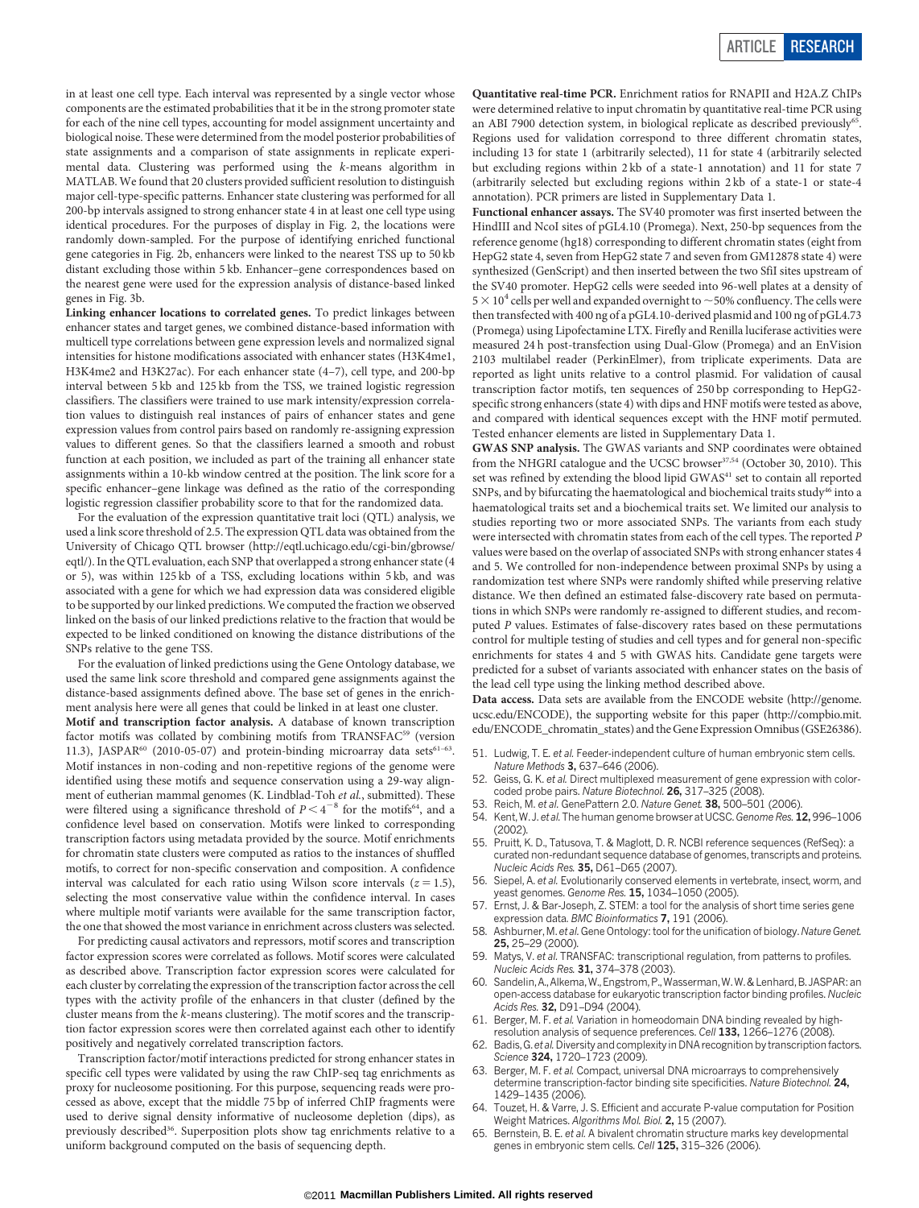in at least one cell type. Each interval was represented by a single vector whose components are the estimated probabilities that it be in the strong promoter state for each of the nine cell types, accounting for model assignment uncertainty and biological noise. These were determined from the model posterior probabilities of state assignments and a comparison of state assignments in replicate experimental data. Clustering was performed using the $k$-means algorithm in MATLAB. We found that 20 clusters provided sufficient resolution to distinguish major cell-type-specific patterns. Enhancer state clustering was performed for all 200-bp intervals assigned to strong enhancer state 4 in at least one cell type using identical procedures. For the purposes of display in Fig. 2, the locations were randomly down-sampled. For the purpose of identifying enriched functional gene categories in Fig. 2b, enhancers were linked to the nearest TSS up to 50 kb distant excluding those within 5 kb. Enhancer–gene correspondences based on the nearest gene were used for the expression analysis of distance-based linked genes in Fig. 3b.

**Linking enhancer locations to correlated genes.** To predict linkages between enhancer states and target genes, we combined distance-based information with multicell type correlations between gene expression levels and normalized signal intensities for histone modifications associated with enhancer states (H3K4me1, H3K4me2 and H3K27ac). For each enhancer state (4–7), cell type, and 200-bp interval between 5 kb and 125 kb from the TSS, we trained logistic regression classifiers. The classifiers were trained to use mark intensity/expression correlation values to distinguish real instances of pairs of enhancer states and gene expression values from control pairs based on randomly re-assigning expression values to different genes. So that the classifiers learned a smooth and robust function at each position, we included as part of the training all enhancer state assignments within a 10-kb window centred at the position. The link score for a specific enhancer–gene linkage was defined as the ratio of the corresponding logistic regression classifier probability score to that for the randomized data.

For the evaluation of the expression quantitative trait loci (QTL) analysis, we used a link score threshold of 2.5. The expression QTL data was obtained from the University of Chicago QTL browser (http://eqtl.uchicago.edu/cgi-bin/gbrowse/eqtl/). In the QTL evaluation, each SNP that overlapped a strong enhancer state (4 or 5), was within 125 kb of a TSS, excluding locations within 5 kb, and was associated with a gene for which we had expression data was considered eligible to be supported by our linked predictions. We computed the fraction we observed linked on the basis of our linked predictions relative to the fraction that would be expected to be linked conditioned on knowing the distance distributions of the SNPs relative to the gene TSS.

For the evaluation of linked predictions using the Gene Ontology database, we used the same link score threshold and compared gene assignments against the distance-based assignments defined above. The base set of genes in the enrichment analysis here were all genes that could be linked in at least one cluster.

**Motif and transcription factor analysis.** A database of known transcription factor motifs was collated by combining motifs from TRANSFAC[59] (version 11.3), JASPAR[60] (2010-05-07) and protein-binding microarray data sets[61–63]. Motif instances in non-coding and non-repetitive regions of the genome were identified using these motifs and sequence conservation using a 29-way alignment of eutherian mammal genomes (K. Lindblad-Toh *et al.*, submitted). These were filtered using a significance threshold of $P < 4^{-8}$ for the motifs[64], and a confidence level based on conservation. Motifs were linked to corresponding transcription factors using metadata provided by the source. Motif enrichments for chromatin state clusters were computed as ratios to the instances of shuffled motifs, to correct for non-specific conservation and composition. A confidence interval was calculated for each ratio using Wilson score intervals ($z = 1.5$), selecting the most conservative value within the confidence interval. In cases where multiple motif variants were available for the same transcription factor, the one that showed the most variance in enrichment across clusters was selected.

For predicting causal activators and repressors, motif scores and transcription factor expression scores were correlated as follows. Motif scores were calculated as described above. Transcription factor expression scores were calculated for each cluster by correlating the expression of the transcription factor across the cell types with the activity profile of the enhancers in that cluster (defined by the cluster means from the $k$-means clustering). The motif scores and the transcription factor expression scores were then correlated against each other to identify positively and negatively correlated transcription factors.

Transcription factor/motif interactions predicted for strong enhancer states in specific cell types were validated by using the raw ChIP-seq tag enrichments as proxy for nucleosome positioning. For this purpose, sequencing reads were processed as above, except that the middle 75 bp of inferred ChIP fragments were used to derive signal density informative of nucleosome depletion (dips), as previously described[36]. Superposition plots show tag enrichments relative to a uniform background computed on the basis of sequencing depth.

**Quantitative real-time PCR.** Enrichment ratios for RNAPII and H2A.Z ChIPs were determined relative to input chromatin by quantitative real-time PCR using an ABI 7900 detection system, in biological replicate as described previously[65]. Regions used for validation correspond to three different chromatin states, including 13 for state 1 (arbitrarily selected), 11 for state 4 (arbitrarily selected but excluding regions within 2 kb of a state-1 annotation) and 11 for state 7 (arbitrarily selected but excluding regions within 2 kb of a state-1 or state-4 annotation). PCR primers are listed in Supplementary Data 1.

**Functional enhancer assays.** The SV40 promoter was first inserted between the HindIII and NcoI sites of pGL4.10 (Promega). Next, 250-bp sequences from the reference genome (hg18) corresponding to different chromatin states (eight from HepG2 state 4, seven from HepG2 state 7 and seven from GM12878 state 4) were synthesized (GenScript) and then inserted between the two SfiI sites upstream of the SV40 promoter. HepG2 cells were seeded into 96-well plates at a density of $5 \times 10^4$ cells per well and expanded overnight to ~50% confluency. The cells were then transfected with 400 ng of a pGL4.10-derived plasmid and 100 ng of pGL4.73 (Promega) using Lipofectamine LTX. Firefly and Renilla luciferase activities were measured 24 h post-transfection using Dual-Glow (Promega) and an EnVision 2103 multilabel reader (PerkinElmer), from triplicate experiments. Data are reported as light units relative to a control plasmid. For validation of causal transcription factor motifs, ten sequences of 250 bp corresponding to HepG2-specific strong enhancers (state 4) with dips and HNF motifs were tested as above, and compared with identical sequences except with the HNF motif permuted. Tested enhancer elements are listed in Supplementary Data 1.

**GWAS SNP analysis.** The GWAS variants and SNP coordinates were obtained from the NHGRI catalogue and the UCSC browser[37,54] (October 30, 2010). This set was refined by extending the blood lipid GWAS[41] set to contain all reported SNPs, and by bifurcating the haematological and biochemical traits study[46] into a haematological traits set and a biochemical traits set. We limited our analysis to studies reporting two or more associated SNPs. The variants from each study were intersected with chromatin states from each of the cell types. The reported $P$ values were based on the overlap of associated SNPs with strong enhancer states 4 and 5. We controlled for non-independence between proximal SNPs by using a randomization test where SNPs were randomly shifted while preserving relative distance. We then defined an estimated false-discovery rate based on permutations in which SNPs were randomly re-assigned to different studies, and recomputed $P$ values. Estimates of false-discovery rates based on these permutations control for multiple testing of studies and cell types and for general non-specific enrichments for states 4 and 5 with GWAS hits. Candidate gene targets were predicted for a subset of variants associated with enhancer states on the basis of the lead cell type using the linking method described above.

**Data access.** Data sets are available from the ENCODE website (http://genome.ucsc.edu/ENCODE), the supporting website for this paper (http://compbio.mit.edu/ENCODE_chromatin_states) and the Gene Expression Omnibus (GSE26386).

51. Ludwig, T. E. *et al.* Feeder-independent culture of human embryonic stem cells. *Nature Methods* **3,** 637–646 (2006).
52. Geiss, G. K. *et al.* Direct multiplexed measurement of gene expression with color-coded probe pairs. *Nature Biotechnol.* **26,** 317–325 (2008).
53. Reich, M. *et al.* GenePattern 2.0. *Nature Genet.* **38,** 500–501 (2006).
54. Kent, W. J. *et al.* The human genome browser at UCSC. *Genome Res.* **12,** 996–1006 (2002).
55. Pruitt, K. D., Tatusova, T. & Maglott, D. R. NCBI reference sequences (RefSeq): a curated non-redundant sequence database of genomes, transcripts and proteins. *Nucleic Acids Res.* **35,** D61–D65 (2007).
56. Siepel, A. *et al.* Evolutionarily conserved elements in vertebrate, insect, worm, and yeast genomes. *Genome Res.* **15,** 1034–1050 (2005).
57. Ernst, J. & Bar-Joseph, Z. STEM: a tool for the analysis of short time series gene expression data. *BMC Bioinformatics* **7,** 191 (2006).
58. Ashburner, M. *et al.* Gene Ontology: tool for the unification of biology. *Nature Genet.* **25,** 25–29 (2000).
59. Matys, V. *et al.* TRANSFAC: transcriptional regulation, from patterns to profiles. *Nucleic Acids Res.* **31,** 374–378 (2003).
60. Sandelin, A., Alkema, W., Engstrom, P., Wasserman, W. W. & Lenhard, B. JASPAR: an open-access database for eukaryotic transcription factor binding profiles. *Nucleic Acids Res.* **32,** D91–D94 (2004).
61. Berger, M. F. *et al.* Variation in homeodomain DNA binding revealed by high-resolution analysis of sequence preferences. *Cell* **133,** 1266–1276 (2008).
62. Badis, G. *et al.* Diversity and complexity in DNA recognition by transcription factors. *Science* **324,** 1720–1723 (2009).
63. Berger, M. F. *et al.* Compact, universal DNA microarrays to comprehensively determine transcription-factor binding site specificities. *Nature Biotechnol.* **24,** 1429–1435 (2006).
64. Touzet, H. & Varre, J. S. Efficient and accurate P-value computation for Position Weight Matrices. *Algorithms Mol. Biol.* **2,** 15 (2007).
65. Bernstein, B. E. *et al.* A bivalent chromatin structure marks key developmental genes in embryonic stem cells. *Cell* **125,** 315–326 (2006).